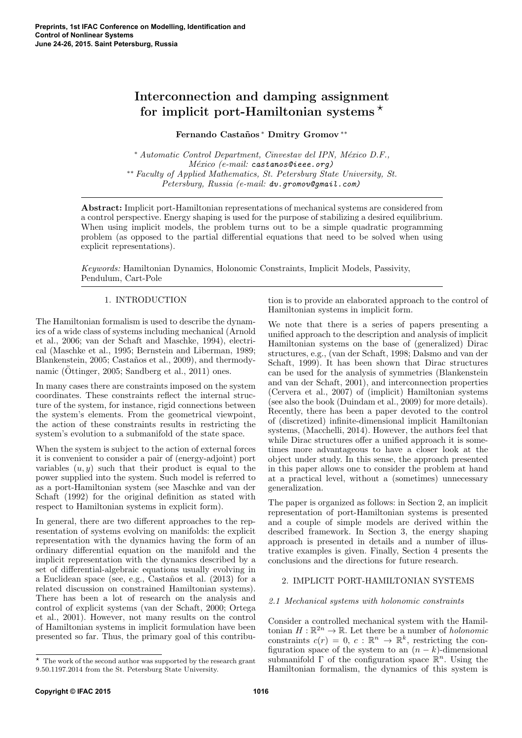# Interconnection and damping assignment for implicit port-Hamiltonian systems ⋆

**Fernando Castaños** * **Dmitry Gromov** **

\* *Automatic Control Department, Cinvestav del IPN, México D.F., México (e-mail: castanos@ieee.org)*
\*\* *Faculty of Applied Mathematics, St. Petersburg State University, St. Petersburg, Russia (e-mail: dv.gromov@gmail.com)*

**Abstract:** Implicit port-Hamiltonian representations of mechanical systems are considered from a control perspective. Energy shaping is used for the purpose of stabilizing a desired equilibrium. When using implicit models, the problem turns out to be a simple quadratic programming problem (as opposed to the partial differential equations that need to be solved when using explicit representations).

*Keywords:* Hamiltonian Dynamics, Holonomic Constraints, Implicit Models, Passivity, Pendulum, Cart-Pole

## 1. INTRODUCTION

The Hamiltonian formalism is used to describe the dynamics of a wide class of systems including mechanical (Arnold et al., 2006; van der Schaft and Maschke, 1994), electrical (Maschke et al., 1995; Bernstein and Liberman, 1989; Blankenstein, 2005; Castaños et al., 2009), and thermodynamic (Öttinger, 2005; Sandberg et al., 2011) ones.

In many cases there are constraints imposed on the system coordinates. These constraints reflect the internal structure of the system, for instance, rigid connections between the system's elements. From the geometrical viewpoint, the action of these constraints results in restricting the system's evolution to a submanifold of the state space.

When the system is subject to the action of external forces it is convenient to consider a pair of (energy-adjoint) port variables $(u, y)$ such that their product is equal to the power supplied into the system. Such model is referred to as a port-Hamiltonian system (see Maschke and van der Schaft (1992) for the original definition as stated with respect to Hamiltonian systems in explicit form).

In general, there are two different approaches to the representation of systems evolving on manifolds: the explicit representation with the dynamics having the form of an ordinary differential equation on the manifold and the implicit representation with the dynamics described by a set of differential-algebraic equations usually evolving in a Euclidean space (see, e.g., Castaños et al. (2013) for a related discussion on constrained Hamiltonian systems). There has been a lot of research on the analysis and control of explicit systems (van der Schaft, 2000; Ortega et al., 2001). However, not many results on the control of Hamiltonian systems in implicit formulation have been presented so far. Thus, the primary goal of this contribution is to provide an elaborated approach to the control of Hamiltonian systems in implicit form.

We note that there is a series of papers presenting a unified approach to the description and analysis of implicit Hamiltonian systems on the base of (generalized) Dirac structures, e.g., (van der Schaft, 1998; Dalsmo and van der Schaft, 1999). It has been shown that Dirac structures can be used for the analysis of symmetries (Blankenstein and van der Schaft, 2001), and interconnection properties (Cervera et al., 2007) of (implicit) Hamiltonian systems (see also the book (Duindam et al., 2009) for more details). Recently, there has been a paper devoted to the control of (discretized) infinite-dimensional implicit Hamiltonian systems, (Macchelli, 2014). However, the authors feel that while Dirac structures offer a unified approach it is sometimes more advantageous to have a closer look at the object under study. In this sense, the approach presented in this paper allows one to consider the problem at hand at a practical level, without a (sometimes) unnecessary generalization.

The paper is organized as follows: in Section 2, an implicit representation of port-Hamiltonian systems is presented and a couple of simple models are derived within the described framework. In Section 3, the energy shaping approach is presented in details and a number of illustrative examples is given. Finally, Section 4 presents the conclusions and the directions for future research.

## 2. IMPLICIT PORT-HAMILTONIAN SYSTEMS

### 2.1 Mechanical systems with holonomic constraints

Consider a controlled mechanical system with the Hamiltonian $H : \mathbb{R}^{2n} \to \mathbb{R}$. Let there be a number of *holonomic* constraints $c(r) = 0$, $c : \mathbb{R}^n \to \mathbb{R}^k$, restricting the configuration space of the system to an $(n - k)$-dimensional submanifold $\Gamma$ of the configuration space $\mathbb{R}^n$. Using the Hamiltonian formalism, the dynamics of this system is

⋆ The work of the second author was supported by the research grant 9.50.1197.2014 from the St. Petersburg State University.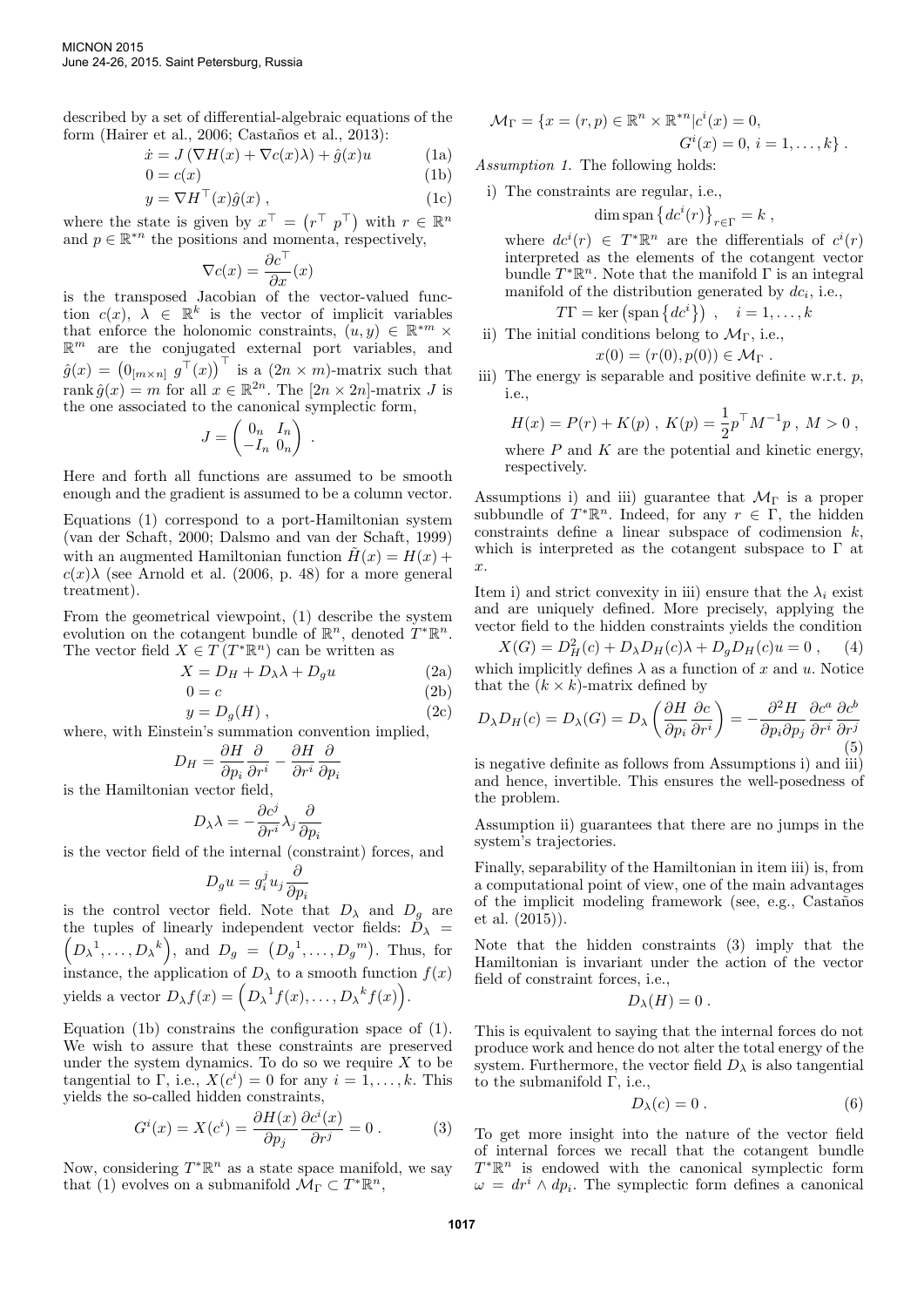described by a set of differential-algebraic equations of the form (Hairer et al., 2006; Castaños et al., 2013):

$$\dot{x} = J\left(\nabla H(x) + \nabla c(x)\lambda\right) + \hat{g}(x)u \tag{1a}$$

$$0 = c(x) \tag{1b}$$

$$y = \nabla H^{\top}(x)\hat{g}(x)\,, \tag{1c}$$

where the state is given by $x^{\top} = \begin{pmatrix} r^{\top} & p^{\top} \end{pmatrix}$ with $r \in \mathbb{R}^n$ and $p \in \mathbb{R}^{*n}$ the positions and momenta, respectively,

$$\nabla c(x) = \frac{\partial c^{\top}}{\partial x}(x)$$

is the transposed Jacobian of the vector-valued function $c(x)$, $\lambda \in \mathbb{R}^k$ is the vector of implicit variables that enforce the holonomic constraints, $(u, y) \in \mathbb{R}^{*m} \times \mathbb{R}^m$ are the conjugated external port variables, and $\hat{g}(x) = \begin{pmatrix} 0_{[m \times n]} & g^{\top}(x) \end{pmatrix}^{\top}$ is a $(2n \times m)$-matrix such that $\operatorname{rank} \hat{g}(x) = m$ for all $x \in \mathbb{R}^{2n}$. The $[2n \times 2n]$-matrix $J$ is the one associated to the canonical symplectic form,

$$J = \begin{pmatrix} 0_n & I_n \\ -I_n & 0_n \end{pmatrix} .$$

Here and forth all functions are assumed to be smooth enough and the gradient is assumed to be a column vector.

Equations (1) correspond to a port-Hamiltonian system (van der Schaft, 2000; Dalsmo and van der Schaft, 1999) with an augmented Hamiltonian function $\tilde{H}(x) = H(x) + c(x)\lambda$ (see Arnold et al. (2006, p. 48) for a more general treatment).

From the geometrical viewpoint, (1) describe the system evolution on the cotangent bundle of $\mathbb{R}^n$, denoted $T^*\mathbb{R}^n$. The vector field $X \in T\left(T^*\mathbb{R}^n\right)$ can be written as

$$X = D_H + D_\lambda \lambda + D_g u \tag{2a}$$

$$0 = c \tag{2b}$$

$$y = D_g(H)\,, \tag{2c}$$

where, with Einstein's summation convention implied,

$$D_H = \frac{\partial H}{\partial p_i}\frac{\partial}{\partial r^i} - \frac{\partial H}{\partial r^i}\frac{\partial}{\partial p_i}$$

is the Hamiltonian vector field,

$$D_\lambda \lambda = -\frac{\partial c^j}{\partial r^i}\lambda_j \frac{\partial}{\partial p_i}$$

is the vector field of the internal (constraint) forces, and

$$D_g u = g_i^j u_j \frac{\partial}{\partial p_i}$$

is the control vector field. Note that $D_\lambda$ and $D_g$ are the tuples of linearly independent vector fields: $D_\lambda = \left({D_\lambda}^1, \ldots, {D_\lambda}^k\right)$, and $D_g = \left({D_g}^1, \ldots, {D_g}^m\right)$. Thus, for instance, the application of $D_\lambda$ to a smooth function $f(x)$ yields a vector $D_\lambda f(x) = \left({D_\lambda}^1 f(x), \ldots, {D_\lambda}^k f(x)\right)$.

Equation (1b) constrains the configuration space of (1). We wish to assure that these constraints are preserved under the system dynamics. To do so we require $X$ to be tangential to $\Gamma$, i.e., $X(c^i) = 0$ for any $i = 1, \ldots, k$. This yields the so-called hidden constraints,

$$G^i(x) = X(c^i) = \frac{\partial H(x)}{\partial p_j}\frac{\partial c^i(x)}{\partial r^j} = 0\,. \tag{3}$$

Now, considering $T^*\mathbb{R}^n$ as a state space manifold, we say that (1) evolves on a submanifold $\mathcal{M}_\Gamma \subset T^*\mathbb{R}^n$,

$$\mathcal{M}_\Gamma = \{x = (r, p) \in \mathbb{R}^n \times \mathbb{R}^{*n} | c^i(x) = 0, \; G^i(x) = 0, \; i = 1, \ldots, k\}\,.$$

*Assumption 1.* The following holds:

i) The constraints are regular, i.e.,
$$\dim \operatorname{span}\left\{dc^i(r)\right\}_{r \in \Gamma} = k\,,$$
where $dc^i(r) \in T^*\mathbb{R}^n$ are the differentials of $c^i(r)$ interpreted as the elements of the cotangent vector bundle $T^*\mathbb{R}^n$. Note that the manifold $\Gamma$ is an integral manifold of the distribution generated by $dc_i$, i.e.,
$$T\Gamma = \ker\left(\operatorname{span}\left\{dc^i\right\}\right)\,, \quad i = 1, \ldots, k$$

ii) The initial conditions belong to $\mathcal{M}_\Gamma$, i.e.,
$$x(0) = (r(0), p(0)) \in \mathcal{M}_\Gamma\,.$$

iii) The energy is separable and positive definite w.r.t. $p$, i.e.,
$$H(x) = P(r) + K(p)\,,\; K(p) = \frac{1}{2}p^{\top}M^{-1}p\,,\; M > 0\,,$$
where $P$ and $K$ are the potential and kinetic energy, respectively.

Assumptions i) and iii) guarantee that $\mathcal{M}_\Gamma$ is a proper subbundle of $T^*\mathbb{R}^n$. Indeed, for any $r \in \Gamma$, the hidden constraints define a linear subspace of codimension $k$, which is interpreted as the cotangent subspace to $\Gamma$ at $x$.

Item i) and strict convexity in iii) ensure that the $\lambda_i$ exist and are uniquely defined. More precisely, applying the vector field to the hidden constraints yields the condition

$$X(G) = D_H^2(c) + D_\lambda D_H(c)\lambda + D_g D_H(c)u = 0\,, \tag{4}$$

which implicitly defines $\lambda$ as a function of $x$ and $u$. Notice that the $(k \times k)$-matrix defined by

$$D_\lambda D_H(c) = D_\lambda(G) = D_\lambda\left(\frac{\partial H}{\partial p_i}\frac{\partial c}{\partial r^i}\right) = -\frac{\partial^2 H}{\partial p_i \partial p_j}\frac{\partial c^a}{\partial r^i}\frac{\partial c^b}{\partial r^j} \tag{5}$$

is negative definite as follows from Assumptions i) and iii) and hence, invertible. This ensures the well-posedness of the problem.

Assumption ii) guarantees that there are no jumps in the system's trajectories.

Finally, separability of the Hamiltonian in item iii) is, from a computational point of view, one of the main advantages of the implicit modeling framework (see, e.g., Castaños et al. (2015)).

Note that the hidden constraints (3) imply that the Hamiltonian is invariant under the action of the vector field of constraint forces, i.e.,

$$D_\lambda(H) = 0\,.$$

This is equivalent to saying that the internal forces do not produce work and hence do not alter the total energy of the system. Furthermore, the vector field $D_\lambda$ is also tangential to the submanifold $\Gamma$, i.e.,

$$D_\lambda(c) = 0\,. \tag{6}$$

To get more insight into the nature of the vector field of internal forces we recall that the cotangent bundle $T^*\mathbb{R}^n$ is endowed with the canonical symplectic form $\omega = dr^i \wedge dp_i$. The symplectic form defines a canonical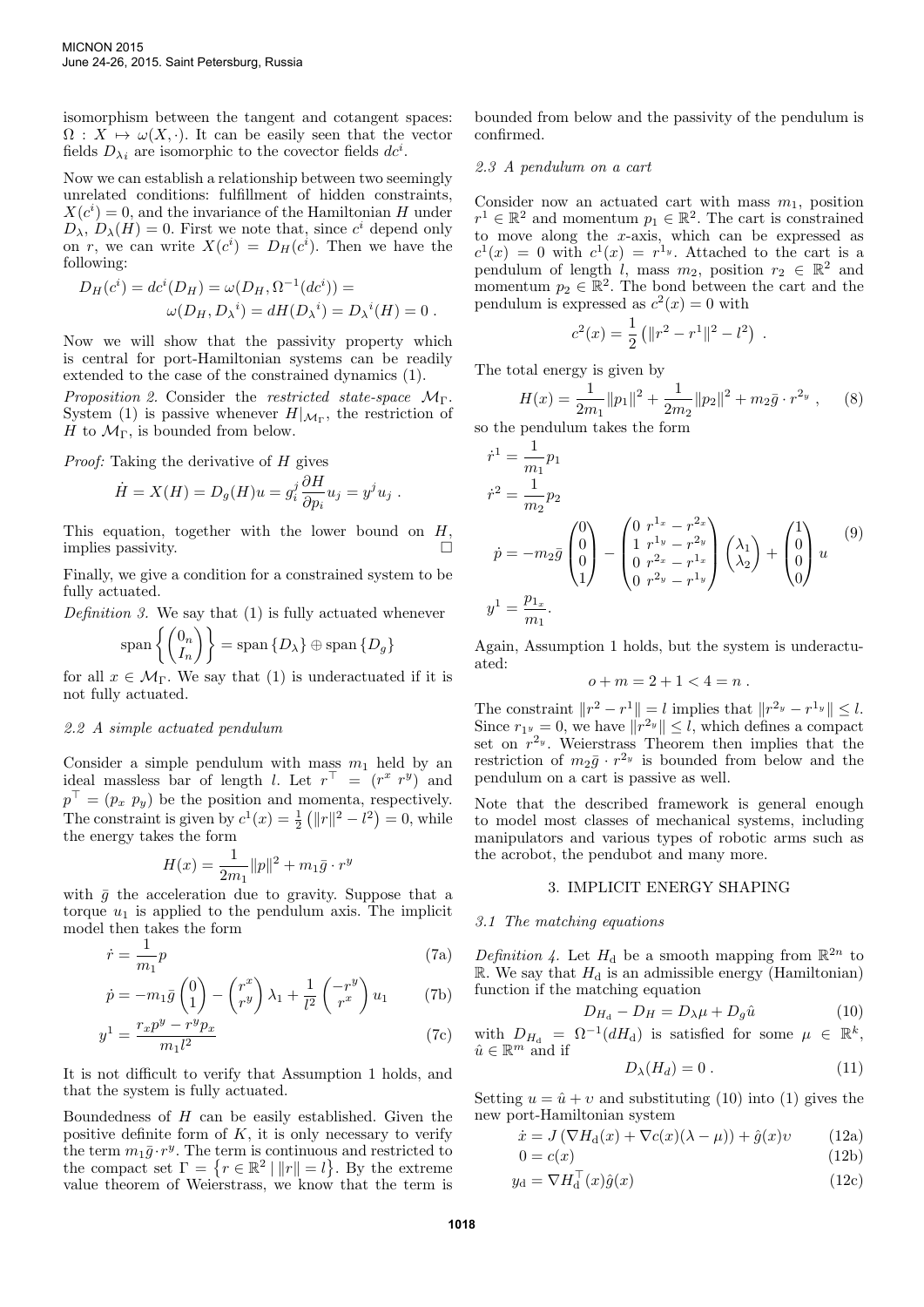isomorphism between the tangent and cotangent spaces: $\Omega : X \mapsto \omega(X, \cdot)$. It can be easily seen that the vector fields $D_{\lambda_i}$ are isomorphic to the covector fields $dc^i$.

Now we can establish a relationship between two seemingly unrelated conditions: fulfillment of hidden constraints, $X(c^i) = 0$, and the invariance of the Hamiltonian $H$ under $D_\lambda$, $D_\lambda(H) = 0$. First we note that, since $c^i$ depend only on $r$, we can write $X(c^i) = D_H(c^i)$. Then we have the following:

$$
\begin{aligned}
D_H(c^i) = dc^i(D_H) = \omega(D_H, \Omega^{-1}(dc^i)) = \\
\omega(D_H, D_\lambda{}^i) = dH(D_\lambda{}^i) = D_\lambda{}^i(H) = 0 \, .
\end{aligned}
$$

Now we will show that the passivity property which is central for port-Hamiltonian systems can be readily extended to the case of the constrained dynamics (1).

*Proposition 2.* Consider the *restricted state-space* $\mathcal{M}_\Gamma$. System (1) is passive whenever $H|_{\mathcal{M}_\Gamma}$, the restriction of $H$ to $\mathcal{M}_\Gamma$, is bounded from below.

*Proof:* Taking the derivative of $H$ gives

$$
\dot{H} = X(H) = D_g(H)u = g_i^j \frac{\partial H}{\partial p_i} u_j = y^j u_j \, .
$$

This equation, together with the lower bound on $H$, implies passivity. □

Finally, we give a condition for a constrained system to be fully actuated.

*Definition 3.* We say that (1) is fully actuated whenever

$$
\operatorname{span}\left\{ \begin{pmatrix} 0_n \\ I_n \end{pmatrix} \right\} = \operatorname{span}\{D_\lambda\} \oplus \operatorname{span}\{D_g\}
$$

for all $x \in \mathcal{M}_\Gamma$. We say that (1) is underactuated if it is not fully actuated.

### 2.2 A simple actuated pendulum

Consider a simple pendulum with mass $m_1$ held by an ideal massless bar of length $l$. Let $r^\top = (r^x \; r^y)$ and $p^\top = (p_x \; p_y)$ be the position and momenta, respectively. The constraint is given by $c^1(x) = \frac{1}{2}\left(\|r\|^2 - l^2\right) = 0$, while the energy takes the form

$$
H(x) = \frac{1}{2m_1}\|p\|^2 + m_1 \bar{g} \cdot r^y
$$

with $\bar{g}$ the acceleration due to gravity. Suppose that a torque $u_1$ is applied to the pendulum axis. The implicit model then takes the form

$$
\dot{r} = \frac{1}{m_1} p \tag{7a}
$$

$$
\dot{p} = -m_1 \bar{g} \begin{pmatrix} 0 \\ 1 \end{pmatrix} - \begin{pmatrix} r^x \\ r^y \end{pmatrix} \lambda_1 + \frac{1}{l^2} \begin{pmatrix} -r^y \\ r^x \end{pmatrix} u_1 \tag{7b}
$$

$$
y^1 = \frac{r_x p^y - r^y p_x}{m_1 l^2} \tag{7c}
$$

It is not difficult to verify that Assumption 1 holds, and that the system is fully actuated.

Boundedness of $H$ can be easily established. Given the positive definite form of $K$, it is only necessary to verify the term $m_1 \bar{g} \cdot r^y$. The term is continuous and restricted to the compact set $\Gamma = \left\{ r \in \mathbb{R}^2 \mid \|r\| = l \right\}$. By the extreme value theorem of Weierstrass, we know that the term is bounded from below and the passivity of the pendulum is confirmed.

### 2.3 A pendulum on a cart

Consider now an actuated cart with mass $m_1$, position $r^1 \in \mathbb{R}^2$ and momentum $p_1 \in \mathbb{R}^2$. The cart is constrained to move along the $x$-axis, which can be expressed as $c^1(x) = 0$ with $c^1(x) = r^{1_y}$. Attached to the cart is a pendulum of length $l$, mass $m_2$, position $r_2 \in \mathbb{R}^2$ and momentum $p_2 \in \mathbb{R}^2$. The bond between the cart and the pendulum is expressed as $c^2(x) = 0$ with

$$
c^2(x) = \frac{1}{2}\left(\|r^2 - r^1\|^2 - l^2\right) \, .
$$

The total energy is given by

$$
H(x) = \frac{1}{2m_1}\|p_1\|^2 + \frac{1}{2m_2}\|p_2\|^2 + m_2 \bar{g} \cdot r^{2_y} \, , \tag{8}
$$

so the pendulum takes the form

$$
\begin{aligned}
\dot{r}^1 &= \frac{1}{m_1} p_1 \\
\dot{r}^2 &= \frac{1}{m_2} p_2 \\
\dot{p} &= -m_2 \bar{g} \begin{pmatrix} 0 \\ 0 \\ 0 \\ 1 \end{pmatrix} - \begin{pmatrix} 0 & r^{1_x} - r^{2_x} \\ 1 & r^{1_y} - r^{2_y} \\ 0 & r^{2_x} - r^{1_x} \\ 0 & r^{2_y} - r^{1_y} \end{pmatrix} \begin{pmatrix} \lambda_1 \\ \lambda_2 \end{pmatrix} + \begin{pmatrix} 1 \\ 0 \\ 0 \\ 0 \end{pmatrix} u \\
y^1 &= \frac{p_{1_x}}{m_1}.
\end{aligned} \tag{9}
$$

Again, Assumption 1 holds, but the system is underactuated:

$$
o + m = 2 + 1 < 4 = n \, .
$$

The constraint $\|r^2 - r^1\| = l$ implies that $\|r^{2_y} - r^{1_y}\| \le l$. Since $r_{1^y} = 0$, we have $\|r^{2_y}\| \le l$, which defines a compact set on $r^{2_y}$. Weierstrass Theorem then implies that the restriction of $m_2 \bar{g} \cdot r^{2_y}$ is bounded from below and the pendulum on a cart is passive as well.

Note that the described framework is general enough to model most classes of mechanical systems, including manipulators and various types of robotic arms such as the acrobot, the pendubot and many more.

## 3. IMPLICIT ENERGY SHAPING

### 3.1 The matching equations

*Definition 4.* Let $H_\mathrm{d}$ be a smooth mapping from $\mathbb{R}^{2n}$ to $\mathbb{R}$. We say that $H_\mathrm{d}$ is an admissible energy (Hamiltonian) function if the matching equation

$$
D_{H_\mathrm{d}} - D_H = D_\lambda \mu + D_g \hat{u} \tag{10}
$$

with $D_{H_\mathrm{d}} = \Omega^{-1}(dH_\mathrm{d})$ is satisfied for some $\mu \in \mathbb{R}^k$, $\hat{u} \in \mathbb{R}^m$ and if

$$
D_\lambda(H_\mathrm{d}) = 0 \, . \tag{11}
$$

Setting $u = \hat{u} + \upsilon$ and substituting (10) into (1) gives the new port-Hamiltonian system

$$
\dot{x} = J\left(\nabla H_\mathrm{d}(x) + \nabla c(x)(\lambda - \mu)\right) + \hat{g}(x)\upsilon \tag{12a}
$$

$$
0 = c(x) \tag{12b}
$$

$$
y_\mathrm{d} = \nabla H_\mathrm{d}^\top(x)\hat{g}(x) \tag{12c}
$$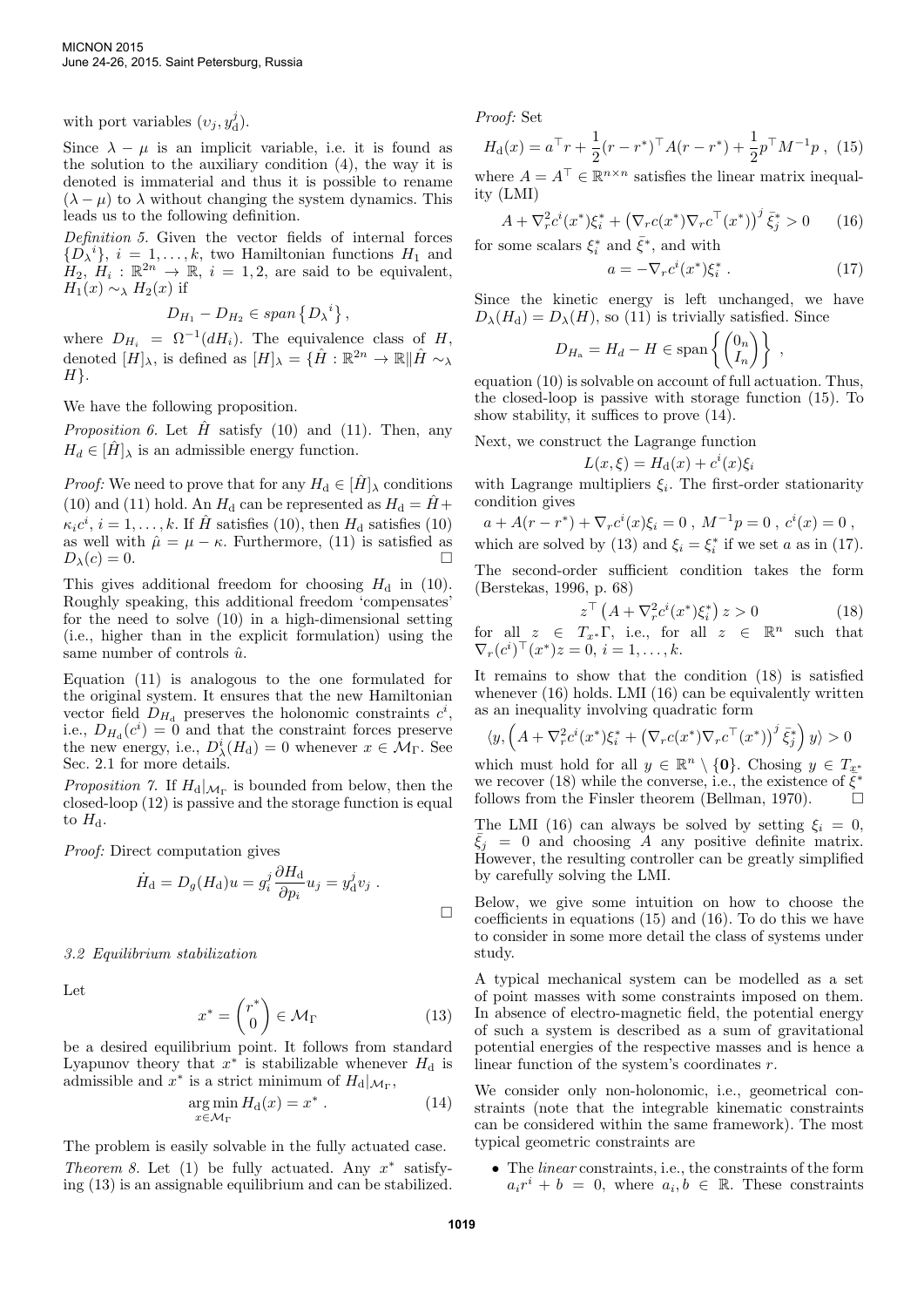with port variables $(\upsilon_j, y_{\rm d}^j)$.

Since $\lambda - \mu$ is an implicit variable, i.e. it is found as the solution to the auxiliary condition (4), the way it is denoted is immaterial and thus it is possible to rename $(\lambda - \mu)$ to $\lambda$ without changing the system dynamics. This leads us to the following definition.

*Definition 5.* Given the vector fields of internal forces $\{D_\lambda{}^i\}$, $i = 1, \ldots, k$, two Hamiltonian functions $H_1$ and $H_2$, $H_i : \mathbb{R}^{2n} \to \mathbb{R}$, $i = 1, 2$, are said to be equivalent, $H_1(x) \sim_\lambda H_2(x)$ if

$$D_{H_1} - D_{H_2} \in span\left\{D_\lambda{}^i\right\},$$

where $D_{H_i} = \Omega^{-1}(dH_i)$. The equivalence class of $H$, denoted $[H]_\lambda$, is defined as $[H]_\lambda = \{\hat{H} : \mathbb{R}^{2n} \to \mathbb{R} \| \hat{H} \sim_\lambda H\}$.

We have the following proposition.

*Proposition 6.* Let $\hat{H}$ satisfy (10) and (11). Then, any $H_{\rm d} \in [\hat{H}]_\lambda$ is an admissible energy function.

*Proof:* We need to prove that for any $H_{\rm d} \in [\hat{H}]_\lambda$ conditions (10) and (11) hold. An $H_{\rm d}$ can be represented as $H_{\rm d} = \hat{H} + \kappa_i c^i$, $i = 1, \ldots, k$. If $\hat{H}$ satisfies (10), then $H_{\rm d}$ satisfies (10) as well with $\hat{\mu} = \mu - \kappa$. Furthermore, (11) is satisfied as $D_\lambda(c) = 0$. $\square$

This gives additional freedom for choosing $H_{\rm d}$ in (10). Roughly speaking, this additional freedom 'compensates' for the need to solve (10) in a high-dimensional setting (i.e., higher than in the explicit formulation) using the same number of controls $\hat{u}$.

Equation (11) is analogous to the one formulated for the original system. It ensures that the new Hamiltonian vector field $D_{H_{\rm d}}$ preserves the holonomic constraints $c^i$, i.e., $D_{H_{\rm d}}(c^i) = 0$ and that the constraint forces preserve the new energy, i.e., $D_\lambda^i(H_{\rm d}) = 0$ whenever $x \in \mathcal{M}_\Gamma$. See Sec. 2.1 for more details.

*Proposition 7.* If $H_{\rm d}|_{\mathcal{M}_\Gamma}$ is bounded from below, then the closed-loop (12) is passive and the storage function is equal to $H_{\rm d}$.

*Proof:* Direct computation gives

$$\dot{H}_{\rm d} = D_g(H_{\rm d})u = g_i^j \frac{\partial H_{\rm d}}{\partial p_i} u_j = y_{\rm d}^j \upsilon_j \ .$$

$\square$

### 3.2 Equilibrium stabilization

Let

$$x^* = \begin{pmatrix} r^* \\ 0 \end{pmatrix} \in \mathcal{M}_\Gamma \tag{13}$$

be a desired equilibrium point. It follows from standard Lyapunov theory that $x^*$ is stabilizable whenever $H_{\rm d}$ is admissible and $x^*$ is a strict minimum of $H_{\rm d}|_{\mathcal{M}_\Gamma}$,

$$\arg\min_{x \in \mathcal{M}_\Gamma} H_{\rm d}(x) = x^* \ . \tag{14}$$

The problem is easily solvable in the fully actuated case.

*Theorem 8.* Let (1) be fully actuated. Any $x^*$ satisfying (13) is an assignable equilibrium and can be stabilized.

*Proof:* Set

$$H_{\rm d}(x) = a^\top r + \frac{1}{2}(r - r^*)^\top A(r - r^*) + \frac{1}{2} p^\top M^{-1} p \ , \tag{15}$$

where $A = A^\top \in \mathbb{R}^{n \times n}$ satisfies the linear matrix inequality (LMI)

$$A + \nabla_r^2 c^i(x^*)\xi_i^* + \left(\nabla_r c(x^*) \nabla_r c^\top(x^*)\right)^j \bar{\xi}_j^* > 0 \tag{16}$$

for some scalars $\xi_i^*$ and $\bar{\xi}^*$, and with

$$a = -\nabla_r c^i(x^*)\xi_i^* \ . \tag{17}$$

Since the kinetic energy is left unchanged, we have $D_\lambda(H_{\rm d}) = D_\lambda(H)$, so (11) is trivially satisfied. Since

$$D_{H_{\rm a}} = H_d - H \in \text{span}\left\{ \begin{pmatrix} 0_n \\ I_n \end{pmatrix} \right\} \ ,$$

equation (10) is solvable on account of full actuation. Thus, the closed-loop is passive with storage function (15). To show stability, it suffices to prove (14).

Next, we construct the Lagrange function

$$L(x, \xi) = H_{\rm d}(x) + c^i(x)\xi_i$$

with Lagrange multipliers $\xi_i$. The first-order stationarity condition gives

$$a + A(r - r^*) + \nabla_r c^i(x)\xi_i = 0 \ , \ M^{-1}p = 0 \ , \ c^i(x) = 0 \ ,$$

which are solved by (13) and $\xi_i = \xi_i^*$ if we set $a$ as in (17).

The second-order sufficient condition takes the form (Berstekas, 1996, p. 68)

$$z^\top \left(A + \nabla_r^2 c^i(x^*)\xi_i^*\right) z > 0 \tag{18}$$

for all $z \in T_{x^*}\Gamma$, i.e., for all $z \in \mathbb{R}^n$ such that $\nabla_r(c^i)^\top(x^*)z = 0$, $i = 1, \ldots, k$.

It remains to show that the condition (18) is satisfied whenever (16) holds. LMI (16) can be equivalently written as an inequality involving quadratic form

$$\langle y, \left(A + \nabla_r^2 c^i(x^*)\xi_i^* + \left(\nabla_r c(x^*) \nabla_r c^\top(x^*)\right)^j \bar{\xi}_j^*\right) y\rangle > 0$$

which must hold for all $y \in \mathbb{R}^n \setminus \{\mathbf{0}\}$. Chosing $y \in T_{x^*}$ we recover (18) while the converse, i.e., the existence of $\bar{\xi}^*$ follows from the Finsler theorem (Bellman, 1970). $\square$

The LMI (16) can always be solved by setting $\xi_i = 0$, $\bar{\xi}_j = 0$ and choosing $A$ any positive definite matrix. However, the resulting controller can be greatly simplified by carefully solving the LMI.

Below, we give some intuition on how to choose the coefficients in equations (15) and (16). To do this we have to consider in some more detail the class of systems under study.

A typical mechanical system can be modelled as a set of point masses with some constraints imposed on them. In absence of electro-magnetic field, the potential energy of such a system is described as a sum of gravitational potential energies of the respective masses and is hence a linear function of the system's coordinates $r$.

We consider only non-holonomic, i.e., geometrical constraints (note that the integrable kinematic constraints can be considered within the same framework). The most typical geometric constraints are

- The *linear* constraints, i.e., the constraints of the form $a_i r^i + b = 0$, where $a_i, b \in \mathbb{R}$. These constraints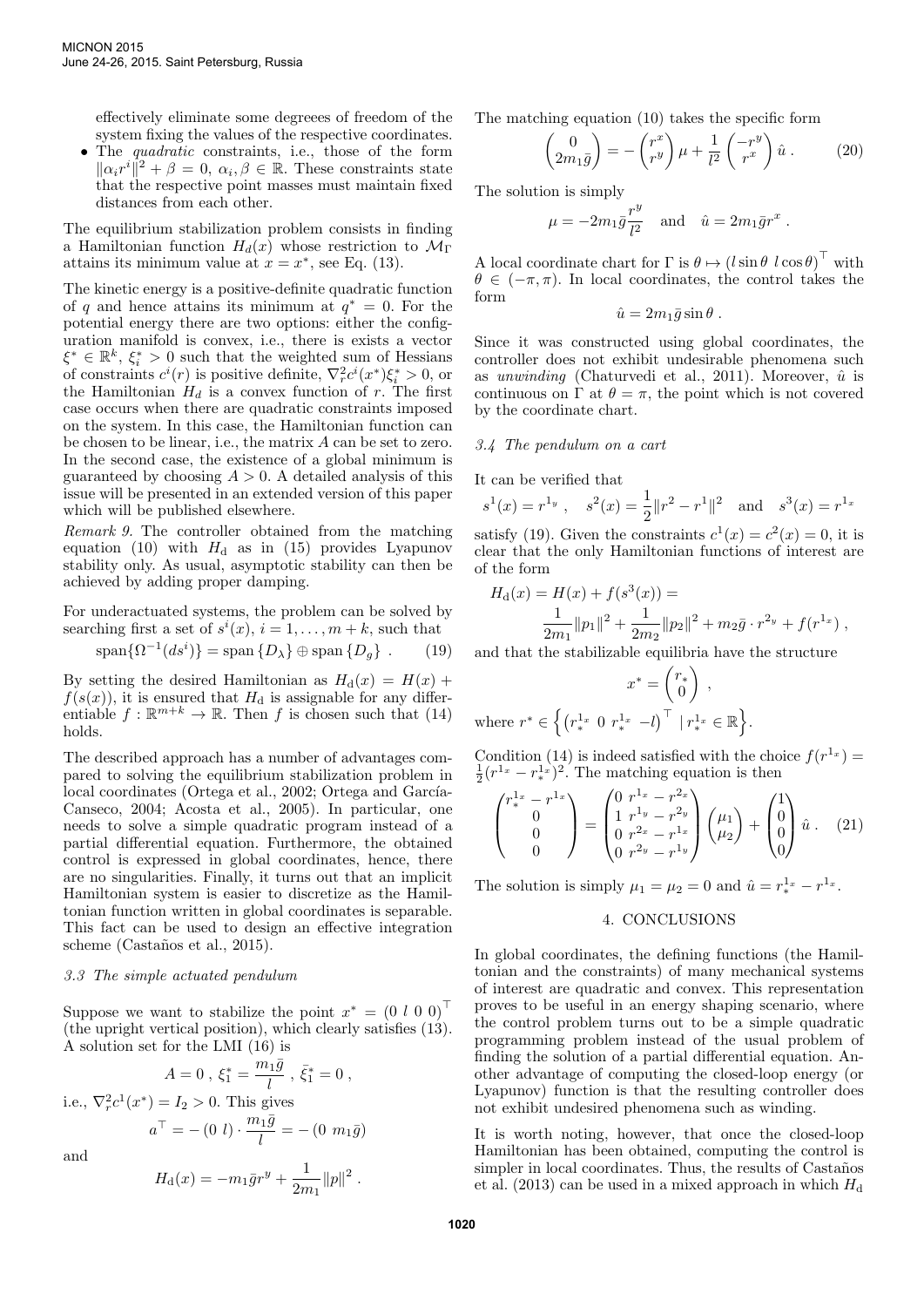effectively eliminate some degreees of freedom of the system fixing the values of the respective coordinates.

- The *quadratic* constraints, i.e., those of the form $\|\alpha_i r^i\|^2 + \beta = 0$, $\alpha_i, \beta \in \mathbb{R}$. These constraints state that the respective point masses must maintain fixed distances from each other.

The equilibrium stabilization problem consists in finding a Hamiltonian function $H_d(x)$ whose restriction to $\mathcal{M}_\Gamma$ attains its minimum value at $x = x^*$, see Eq. (13).

The kinetic energy is a positive-definite quadratic function of $q$ and hence attains its minimum at $q^* = 0$. For the potential energy there are two options: either the configuration manifold is convex, i.e., there is exists a vector $\xi^* \in \mathbb{R}^k$, $\xi_i^* > 0$ such that the weighted sum of Hessians of constraints $c^i(r)$ is positive definite, $\nabla_r^2 c^i(x^*)\xi_i^* > 0$, or the Hamiltonian $H_d$ is a convex function of $r$. The first case occurs when there are quadratic constraints imposed on the system. In this case, the Hamiltonian function can be chosen to be linear, i.e., the matrix $A$ can be set to zero. In the second case, the existence of a global minimum is guaranteed by choosing $A > 0$. A detailed analysis of this issue will be presented in an extended version of this paper which will be published elsewhere.

*Remark 9.* The controller obtained from the matching equation (10) with $H_\mathrm{d}$ as in (15) provides Lyapunov stability only. As usual, asymptotic stability can then be achieved by adding proper damping.

For underactuated systems, the problem can be solved by searching first a set of $s^i(x)$, $i = 1, \ldots, m + k$, such that

$$\operatorname{span}\{\Omega^{-1}(ds^i)\} = \operatorname{span}\{D_\lambda\} \oplus \operatorname{span}\{D_g\} \ . \tag{19}$$

By setting the desired Hamiltonian as $H_\mathrm{d}(x) = H(x) + f(s(x))$, it is ensured that $H_\mathrm{d}$ is assignable for any differentiable $f : \mathbb{R}^{m+k} \to \mathbb{R}$. Then $f$ is chosen such that (14) holds.

The described approach has a number of advantages compared to solving the equilibrium stabilization problem in local coordinates (Ortega et al., 2002; Ortega and García-Canseco, 2004; Acosta et al., 2005). In particular, one needs to solve a simple quadratic program instead of a partial differential equation. Furthermore, the obtained control is expressed in global coordinates, hence, there are no singularities. Finally, it turns out that an implicit Hamiltonian system is easier to discretize as the Hamiltonian function written in global coordinates is separable. This fact can be used to design an effective integration scheme (Castaños et al., 2015).

### 3.3 The simple actuated pendulum

Suppose we want to stabilize the point $x^* = (0 \ l \ 0 \ 0)^\top$ (the upright vertical position), which clearly satisfies (13). A solution set for the LMI (16) is

$$A = 0 \ , \ \xi_1^* = \frac{m_1 \bar{g}}{l} \ , \ \bar{\xi}_1^* = 0 \ ,$$

i.e., $\nabla_r^2 c^1(x^*) = I_2 > 0$. This gives

$$a^\top = -(0 \ l) \cdot \frac{m_1 \bar{g}}{l} = -(0 \ m_1 \bar{g})$$

and

$$H_\mathrm{d}(x) = -m_1 \bar{g} r^y + \frac{1}{2m_1}\|p\|^2 \ .$$

The matching equation (10) takes the specific form

$$\begin{pmatrix} 0 \\ 2m_1 \bar{g} \end{pmatrix} = -\begin{pmatrix} r^x \\ r^y \end{pmatrix} \mu + \frac{1}{l^2}\begin{pmatrix} -r^y \\ r^x \end{pmatrix} \hat{u} \ . \tag{20}$$

The solution is simply

$$\mu = -2m_1 \bar{g}\frac{r^y}{l^2} \quad \text{and} \quad \hat{u} = 2m_1 \bar{g} r^x \ .$$

A local coordinate chart for $\Gamma$ is $\theta \mapsto (l \sin\theta \ l\cos\theta)^\top$ with $\theta \in (-\pi, \pi)$. In local coordinates, the control takes the form

$$\hat{u} = 2m_1 \bar{g} \sin\theta \ .$$

Since it was constructed using global coordinates, the controller does not exhibit undesirable phenomena such as *unwinding* (Chaturvedi et al., 2011). Moreover, $\hat{u}$ is continuous on $\Gamma$ at $\theta = \pi$, the point which is not covered by the coordinate chart.

### 3.4 The pendulum on a cart

It can be verified that

$$s^1(x) = r^{1_y} \ , \quad s^2(x) = \frac{1}{2}\|r^2 - r^1\|^2 \quad \text{and} \quad s^3(x) = r^{1_x}$$

satisfy (19). Given the constraints $c^1(x) = c^2(x) = 0$, it is clear that the only Hamiltonian functions of interest are of the form

$$\begin{aligned} H_\mathrm{d}(x) &= H(x) + f(s^3(x)) = \\ &\frac{1}{2m_1}\|p_1\|^2 + \frac{1}{2m_2}\|p_2\|^2 + m_2 \bar{g} \cdot r^{2_y} + f(r^{1_x}) \ , \end{aligned}$$

and that the stabilizable equilibria have the structure

$$x^* = \begin{pmatrix} r_* \\ 0 \end{pmatrix} \ ,$$

where $r^* \in \left\{ \left(r_*^{1_x} \ 0 \ r_*^{1_x} \ -l\right)^\top \mid r_*^{1_x} \in \mathbb{R} \right\}$.

Condition (14) is indeed satisfied with the choice $f(r^{1_x}) = \frac{1}{2}(r^{1_x} - r_*^{1_x})^2$. The matching equation is then

$$\begin{pmatrix} r_*^{1_x} - r^{1_x} \\ 0 \\ 0 \\ 0 \end{pmatrix} = \begin{pmatrix} 0 & r^{1_x} - r^{2_x} \\ 1 & r^{1_y} - r^{2_y} \\ 0 & r^{2_x} - r^{1_x} \\ 0 & r^{2_y} - r^{1_y} \end{pmatrix} \begin{pmatrix} \mu_1 \\ \mu_2 \end{pmatrix} + \begin{pmatrix} 1 \\ 0 \\ 0 \\ 0 \end{pmatrix} \hat{u} \ . \tag{21}$$

The solution is simply $\mu_1 = \mu_2 = 0$ and $\hat{u} = r_*^{1_x} - r^{1_x}$.

## 4. CONCLUSIONS

In global coordinates, the defining functions (the Hamiltonian and the constraints) of many mechanical systems of interest are quadratic and convex. This representation proves to be useful in an energy shaping scenario, where the control problem turns out to be a simple quadratic programming problem instead of the usual problem of finding the solution of a partial differential equation. Another advantage of computing the closed-loop energy (or Lyapunov) function is that the resulting controller does not exhibit undesired phenomena such as winding.

It is worth noting, however, that once the closed-loop Hamiltonian has been obtained, computing the control is simpler in local coordinates. Thus, the results of Castaños et al. (2013) can be used in a mixed approach in which $H_\mathrm{d}$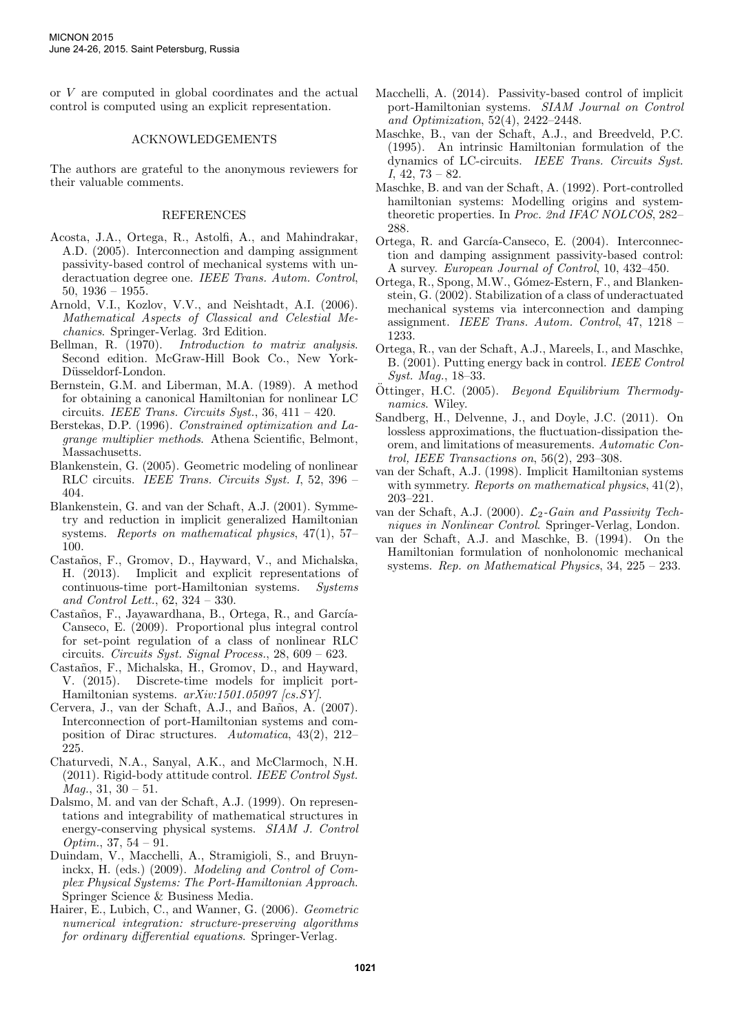or $V$ are computed in global coordinates and the actual control is computed using an explicit representation.

## ACKNOWLEDGEMENTS

The authors are grateful to the anonymous reviewers for their valuable comments.

## REFERENCES

Acosta, J.A., Ortega, R., Astolfi, A., and Mahindrakar, A.D. (2005). Interconnection and damping assignment passivity-based control of mechanical systems with underactuation degree one. *IEEE Trans. Autom. Control*, 50, 1936 – 1955.

Arnold, V.I., Kozlov, V.V., and Neishtadt, A.I. (2006). *Mathematical Aspects of Classical and Celestial Mechanics*. Springer-Verlag. 3rd Edition.

Bellman, R. (1970). *Introduction to matrix analysis*. Second edition. McGraw-Hill Book Co., New York-Düsseldorf-London.

Bernstein, G.M. and Liberman, M.A. (1989). A method for obtaining a canonical Hamiltonian for nonlinear LC circuits. *IEEE Trans. Circuits Syst.*, 36, 411 – 420.

Berstekas, D.P. (1996). *Constrained optimization and Lagrange multiplier methods*. Athena Scientific, Belmont, Massachusetts.

Blankenstein, G. (2005). Geometric modeling of nonlinear RLC circuits. *IEEE Trans. Circuits Syst. I*, 52, 396 – 404.

Blankenstein, G. and van der Schaft, A.J. (2001). Symmetry and reduction in implicit generalized Hamiltonian systems. *Reports on mathematical physics*, 47(1), 57–100.

Castaños, F., Gromov, D., Hayward, V., and Michalska, H. (2013). Implicit and explicit representations of continuous-time port-Hamiltonian systems. *Systems and Control Lett.*, 62, 324 – 330.

Castaños, F., Jayawardhana, B., Ortega, R., and García-Canseco, E. (2009). Proportional plus integral control for set-point regulation of a class of nonlinear RLC circuits. *Circuits Syst. Signal Process.*, 28, 609 – 623.

Castaños, F., Michalska, H., Gromov, D., and Hayward, V. (2015). Discrete-time models for implicit port-Hamiltonian systems. *arXiv:1501.05097 [cs.SY]*.

Cervera, J., van der Schaft, A.J., and Baños, A. (2007). Interconnection of port-Hamiltonian systems and composition of Dirac structures. *Automatica*, 43(2), 212–225.

Chaturvedi, N.A., Sanyal, A.K., and McClarmoch, N.H. (2011). Rigid-body attitude control. *IEEE Control Syst. Mag.*, 31, 30 – 51.

Dalsmo, M. and van der Schaft, A.J. (1999). On representations and integrability of mathematical structures in energy-conserving physical systems. *SIAM J. Control Optim.*, 37, 54 – 91.

Duindam, V., Macchelli, A., Stramigioli, S., and Bruyninckx, H. (eds.) (2009). *Modeling and Control of Complex Physical Systems: The Port-Hamiltonian Approach*. Springer Science & Business Media.

Hairer, E., Lubich, C., and Wanner, G. (2006). *Geometric numerical integration: structure-preserving algorithms for ordinary differential equations*. Springer-Verlag.

Macchelli, A. (2014). Passivity-based control of implicit port-Hamiltonian systems. *SIAM Journal on Control and Optimization*, 52(4), 2422–2448.

Maschke, B., van der Schaft, A.J., and Breedveld, P.C. (1995). An intrinsic Hamiltonian formulation of the dynamics of LC-circuits. *IEEE Trans. Circuits Syst. I*, 42, 73 – 82.

Maschke, B. and van der Schaft, A. (1992). Port-controlled hamiltonian systems: Modelling origins and system-theoretic properties. In *Proc. 2nd IFAC NOLCOS*, 282–288.

Ortega, R. and García-Canseco, E. (2004). Interconnection and damping assignment passivity-based control: A survey. *European Journal of Control*, 10, 432–450.

Ortega, R., Spong, M.W., Gómez-Estern, F., and Blankenstein, G. (2002). Stabilization of a class of underactuated mechanical systems via interconnection and damping assignment. *IEEE Trans. Autom. Control*, 47, 1218 – 1233.

Ortega, R., van der Schaft, A.J., Mareels, I., and Maschke, B. (2001). Putting energy back in control. *IEEE Control Syst. Mag.*, 18–33.

Öttinger, H.C. (2005). *Beyond Equilibrium Thermodynamics*. Wiley.

Sandberg, H., Delvenne, J., and Doyle, J.C. (2011). On lossless approximations, the fluctuation-dissipation theorem, and limitations of measurements. *Automatic Control, IEEE Transactions on*, 56(2), 293–308.

van der Schaft, A.J. (1998). Implicit Hamiltonian systems with symmetry. *Reports on mathematical physics*, 41(2), 203–221.

van der Schaft, A.J. (2000). *$\mathcal{L}_2$-Gain and Passivity Techniques in Nonlinear Control*. Springer-Verlag, London.

van der Schaft, A.J. and Maschke, B. (1994). On the Hamiltonian formulation of nonholonomic mechanical systems. *Rep. on Mathematical Physics*, 34, 225 – 233.